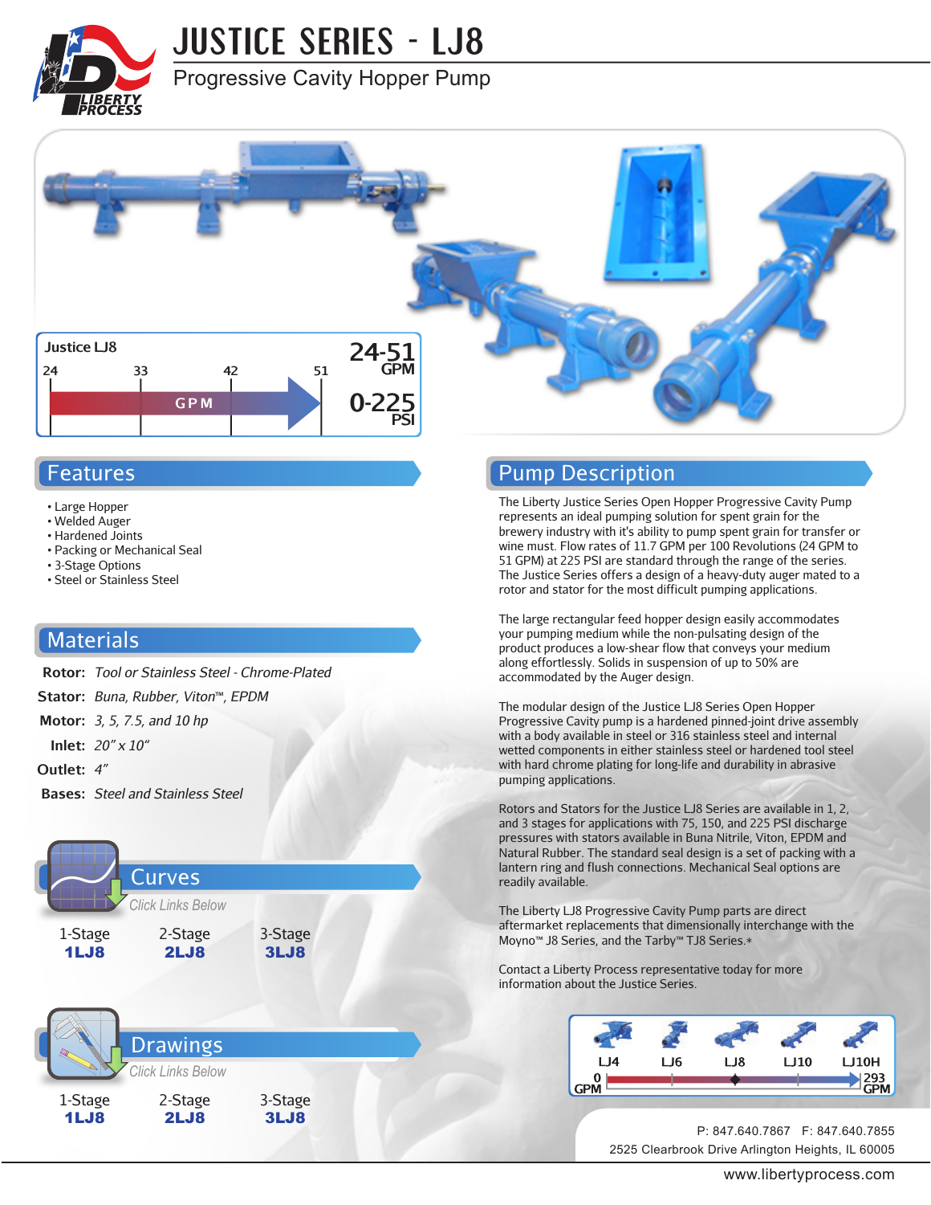# JUSTICE SERIES - LJ8

## Progressive Cavity Hopper Pump

Justice LJ8

24 | 33 | 42 | 51

GPM

**24-51 GPM**

**0-225 PSI**

## Features

- Large Hopper
- Welded Auger
- Hardened Joints
- Packing or Mechanical Seal
- 3-Stage Options
- Steel or Stainless Steel

## Materials

**Rotor:** *Tool or Stainless Steel - Chrome-Plated*

**Stator:** *Buna, Rubber, Viton™, EPDM*

**Motor:** *3, 5, 7.5, and 10 hp*

**Inlet:** *20" x 10"*

**Outlet:** *4"*

**Bases:** *Steel and Stainless Steel*

## Curves

*Click Links Below*

| 1-Stage | 2-Stage | 3-Stage |
|---|---|---|
| **1LJ8** | **2LJ8** | **3LJ8** |

## Drawings

*Click Links Below*

| 1-Stage | 2-Stage | 3-Stage |
|---|---|---|
| **1LJ8** | **2LJ8** | **3LJ8** |

## Pump Description

The Liberty Justice Series Open Hopper Progressive Cavity Pump represents an ideal pumping solution for spent grain for the brewery industry with it's ability to pump spent grain for transfer or wine must. Flow rates of 11.7 GPM per 100 Revolutions (24 GPM to 51 GPM) at 225 PSI are standard through the range of the series. The Justice Series offers a design of a heavy-duty auger mated to a rotor and stator for the most difficult pumping applications.

The large rectangular feed hopper design easily accommodates your pumping medium while the non-pulsating design of the product produces a low-shear flow that conveys your medium along effortlessly. Solids in suspension of up to 50% are accommodated by the Auger design.

The modular design of the Justice LJ8 Series Open Hopper Progressive Cavity pump is a hardened pinned-joint drive assembly with a body available in steel or 316 stainless steel and internal wetted components in either stainless steel or hardened tool steel with hard chrome plating for long-life and durability in abrasive pumping applications.

Rotors and Stators for the Justice LJ8 Series are available in 1, 2, and 3 stages for applications with 75, 150, and 225 PSI discharge pressures with stators available in Buna Nitrile, Viton, EPDM and Natural Rubber. The standard seal design is a set of packing with a lantern ring and flush connections. Mechanical Seal options are readily available.

The Liberty LJ8 Progressive Cavity Pump parts are direct aftermarket replacements that dimensionally interchange with the Moyno™ J8 Series, and the Tarby™ TJ8 Series.*

Contact a Liberty Process representative today for more information about the Justice Series.

LJ4 | LJ6 | LJ8 | LJ10 | LJ10H

0 GPM — 293 GPM

P: 847.640.7867 F: 847.640.7855

2525 Clearbrook Drive Arlington Heights, IL 60005

www.libertyprocess.com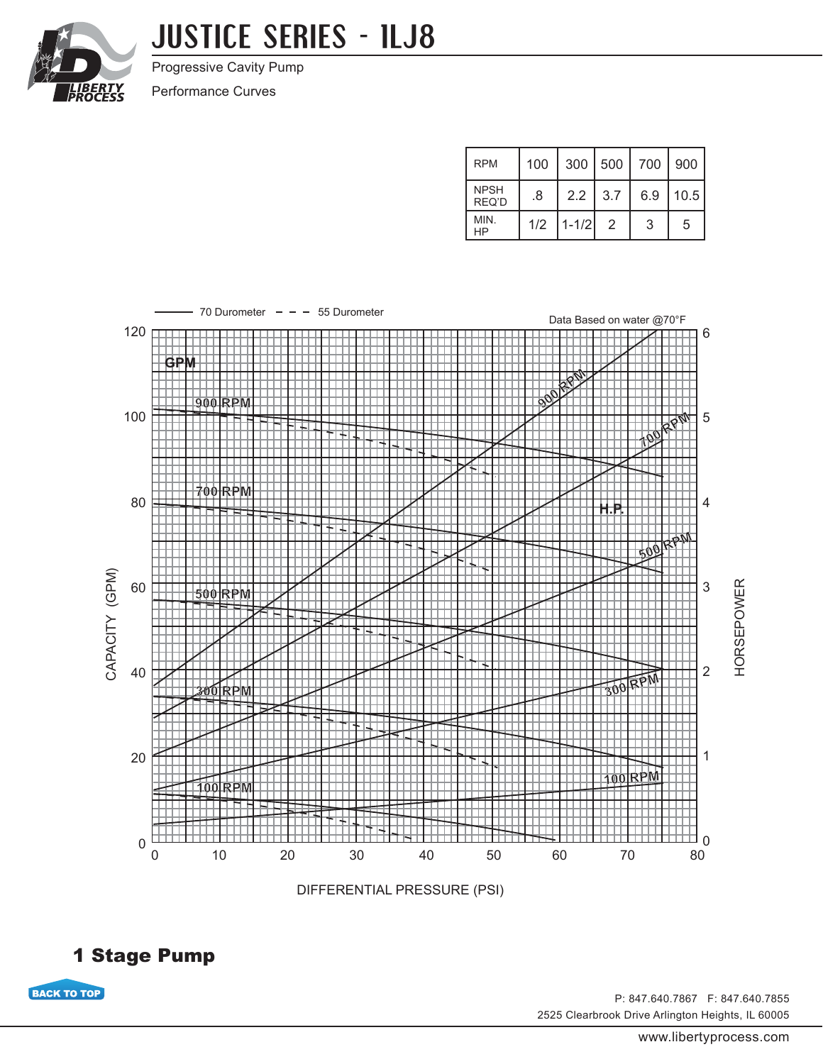# JUSTICE SERIES - 1LJ8

Progressive Cavity Pump

Performance Curves

| RPM | 100 | 300 | 500 | 700 | 900 |
|---|---|---|---|---|---|
| NPSH REQ'D | .8 | 2.2 | 3.7 | 6.9 | 10.5 |
| MIN. HP | 1/2 | 1-1/2 | 2 | 3 | 5 |

70 Durometer — — — 55 Durometer

Data Based on water @70°F

GPM

900 RPM

700 RPM

500 RPM

300 RPM

100 RPM

H.P.

CAPACITY (GPM)

HORSEPOWER

DIFFERENTIAL PRESSURE (PSI)

## 1 Stage Pump

BACK TO TOP

P: 847.640.7867 F: 847.640.7855

2525 Clearbrook Drive Arlington Heights, IL 60005

www.libertyprocess.com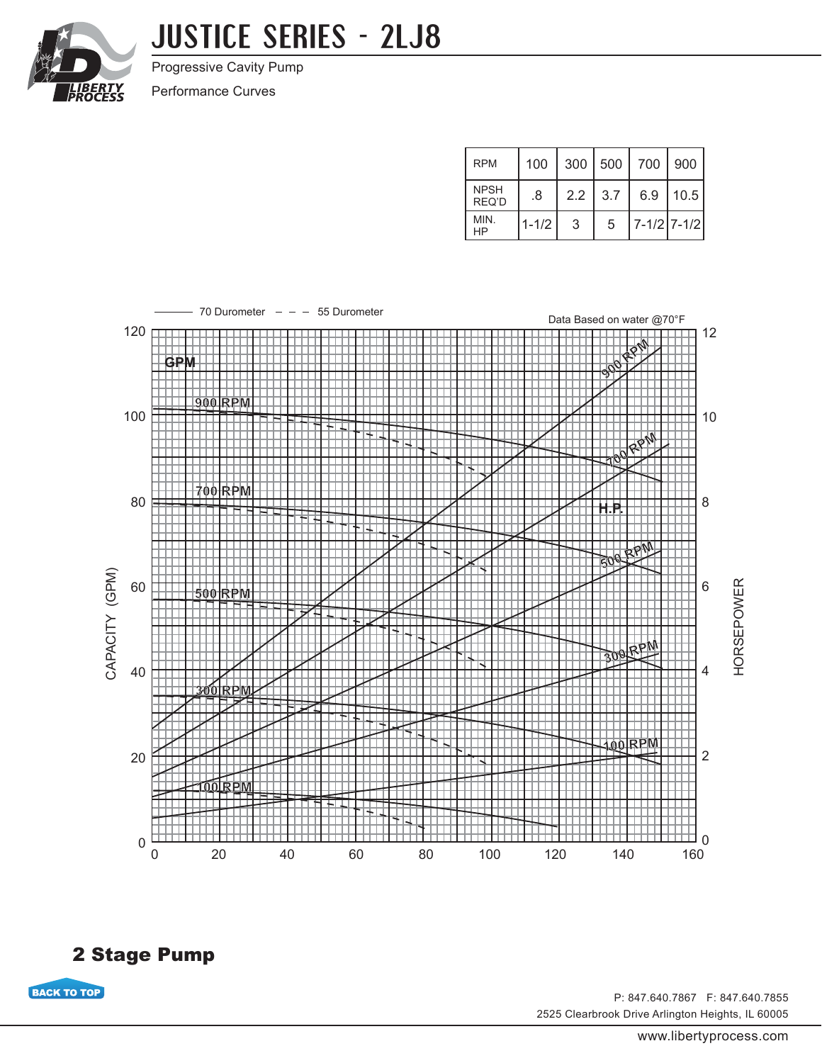# JUSTICE SERIES - 2LJ8

Progressive Cavity Pump

Performance Curves

| RPM | 100 | 300 | 500 | 700 | 900 |
|---|---|---|---|---|---|
| NPSH REQ'D | .8 | 2.2 | 3.7 | 6.9 | 10.5 |
| MIN. HP | 1-1/2 | 3 | 5 | 7-1/2 | 7-1/2 |

——— 70 Durometer – – – 55 Durometer

Data Based on water @70°F

GPM

H.P.

CAPACITY (GPM)

HORSEPOWER

900 RPM, 700 RPM, 500 RPM, 300 RPM, 100 RPM

## 2 Stage Pump

BACK TO TOP

P: 847.640.7867 F: 847.640.7855

2525 Clearbrook Drive Arlington Heights, IL 60005

www.libertyprocess.com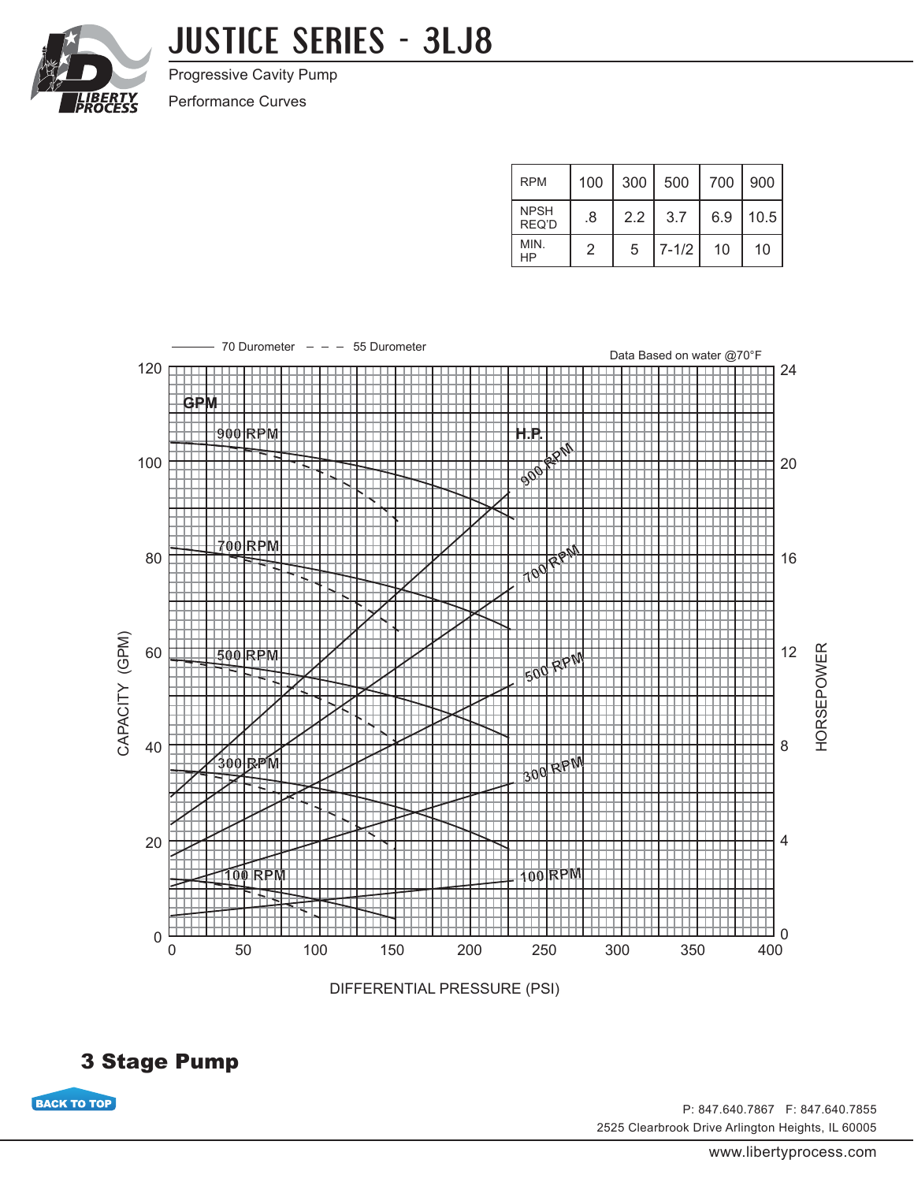# JUSTICE SERIES - 3LJ8

Progressive Cavity Pump

Performance Curves

| RPM | 100 | 300 | 500 | 700 | 900 |
|---|---|---|---|---|---|
| NPSH REQ'D | .8 | 2.2 | 3.7 | 6.9 | 10.5 |
| MIN. HP | 2 | 5 | 7-1/2 | 10 | 10 |

——— 70 Durometer — — — 55 Durometer

Data Based on water @70°F

GPM

H.P.

900 RPM

700 RPM

500 RPM

300 RPM

100 RPM

CAPACITY (GPM)

HORSEPOWER

DIFFERENTIAL PRESSURE (PSI)

## 3 Stage Pump

BACK TO TOP

P: 847.640.7867 F: 847.640.7855

2525 Clearbrook Drive Arlington Heights, IL 60005

www.libertyprocess.com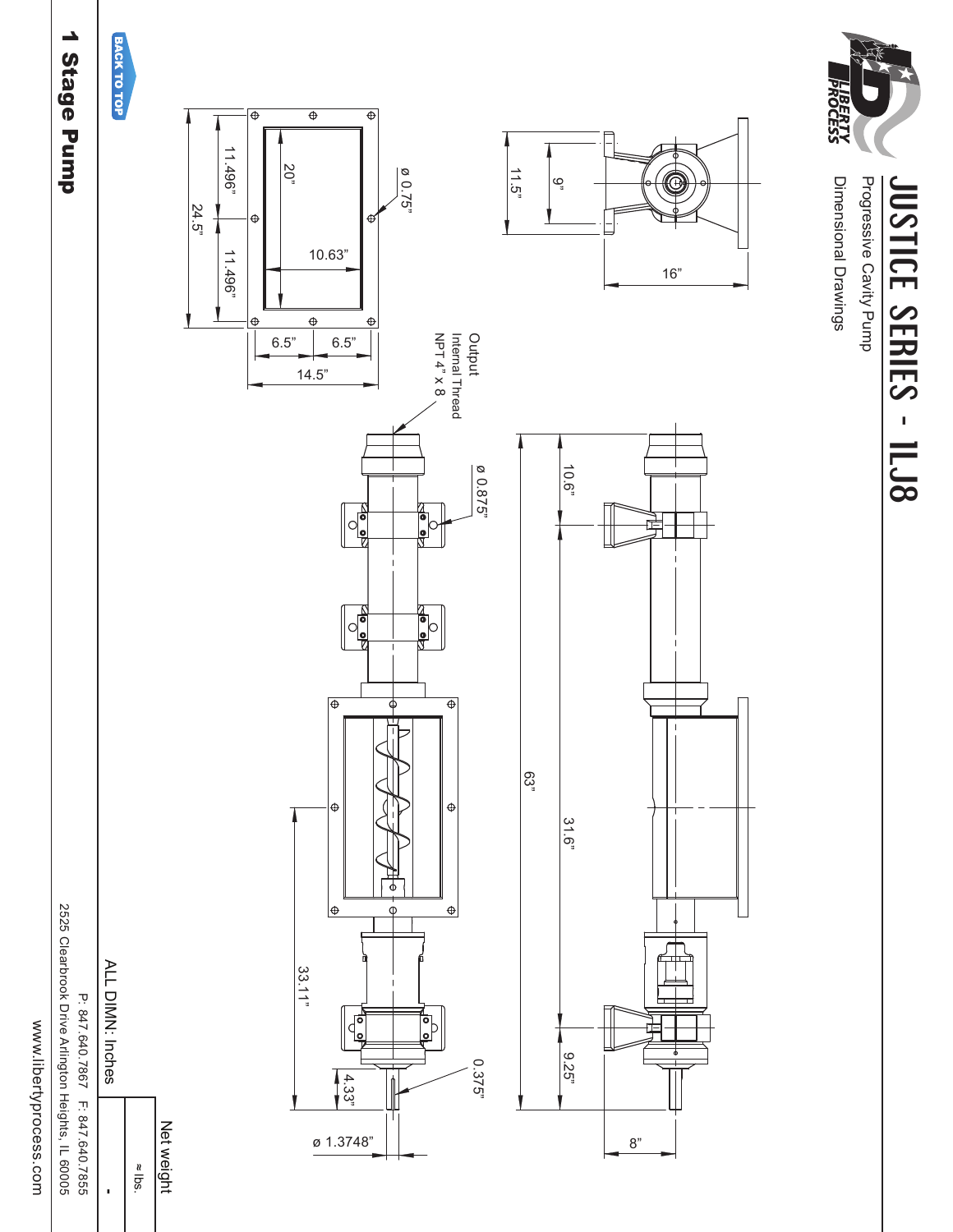# JUSTICE SERIES - 1LJ8

Progressive Cavity Pump

Dimensional Drawings

BACK TO TOP

## 1 Stage Pump

11.5"

9"

16"

ø 0.75"

20"

10.63"

11.496"

24.5"

11.496"

6.5"

6.5"

14.5"

Output
Internal Thread
NPT 4" x 8

ø 0.875"

10.6"

63"

31.6"

9.25"

8"

33.11"

4.33"

0.375"

ø 1.3748"

ALL DIMN: Inches

| Net weight |
|---|
| ≈ lbs. |
| - |

P: 847.640.7867 F: 847.640.7855

2525 Clearbrook Drive Arlington Heights, IL 60005

www.libertyprocess.com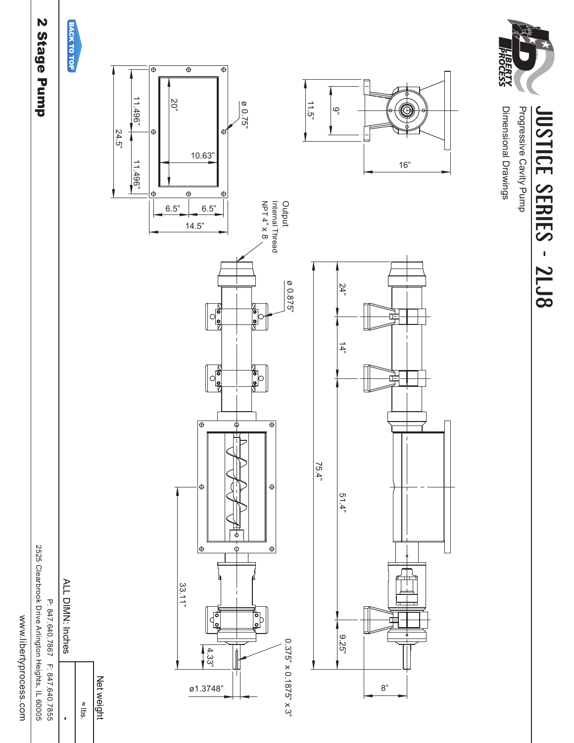# JUSTICE SERIES - 2LJ8

Progressive Cavity Pump

Dimensional Drawings

ø 0.75"

20"

10.63"

11.496"

11.496"

24.5"

6.5"

6.5"

14.5"

11.5"

9"

16"

Output
Internal Thread
NPT 4" x 8

ø 0.875"

24"

14"

75.4"

51.4"

33.11"

9.25"

4.33"

0.375" x 0.1875" x 3"

ø1.3748"

8"

ALL DIMN: Inches

| Net weight |
| --- |
| ≈ lbs. |
| - |

## 2 Stage Pump

BACK TO TOP

P: 847.640.7867 F: 847.640.7855

2525 Clearbrook Drive Arlington Heights, IL 60005

www.libertyprocess.com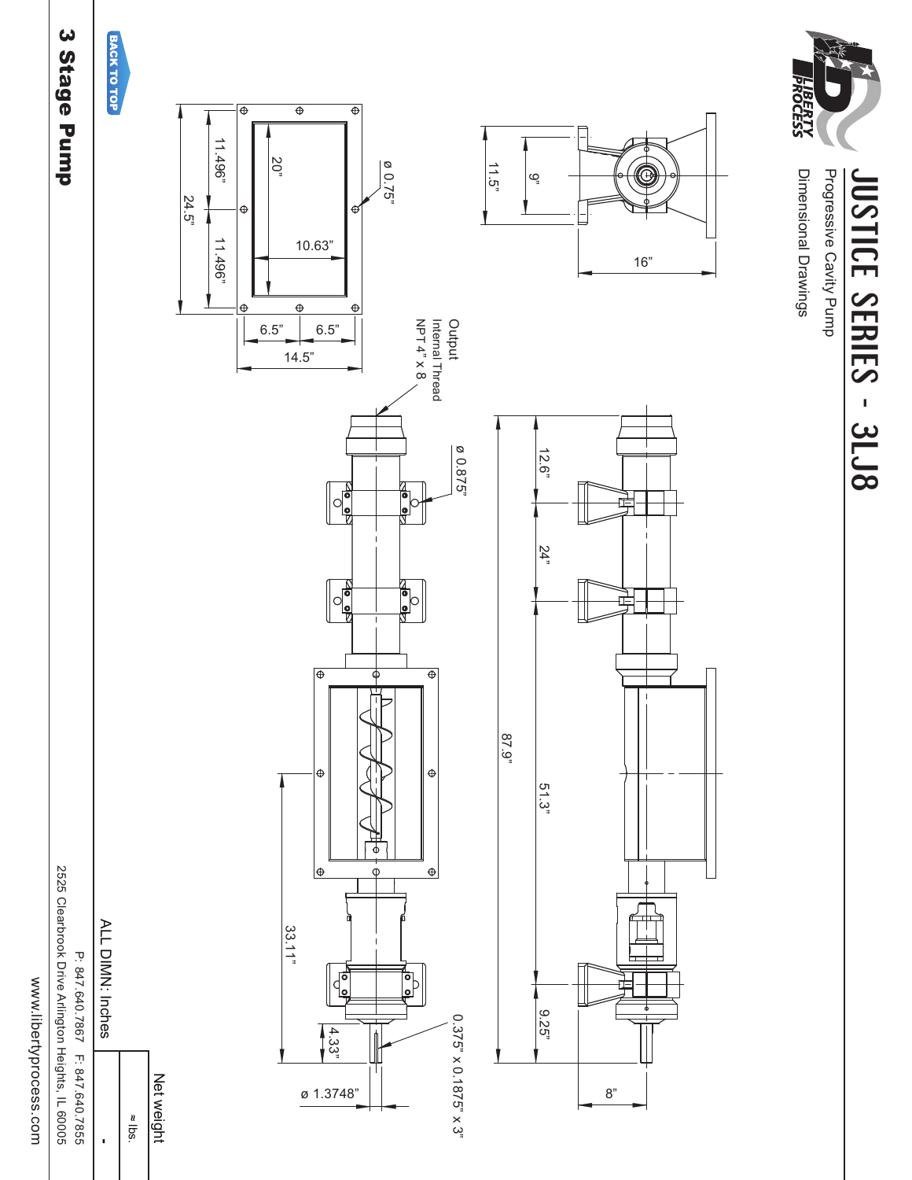# JUSTICE SERIES - 3LJ8

Progressive Cavity Pump

Dimensional Drawings

## 3 Stage Pump

BACK TO TOP

11.5"
9"
16"

0.75"
20"
10.63"
11.496"
11.496"
24.5"
6.5"
6.5"
14.5"

Output
Internal Thread
NPT 4" x 8

12.6"
24"
87.9"
51.3"
9.25"
8"

ø 0.875"
33.11"
4.33"
0.375" x 0.1875" x 3"
ø 1.3748"

ALL DIMN: Inches

| Net weight |
| --- |
| ≈ lbs. |
| - |

P: 847.640.7867 F: 847.640.7855
2525 Clearbrook Drive Arlington Heights, IL 60005
www.libertyprocess.com